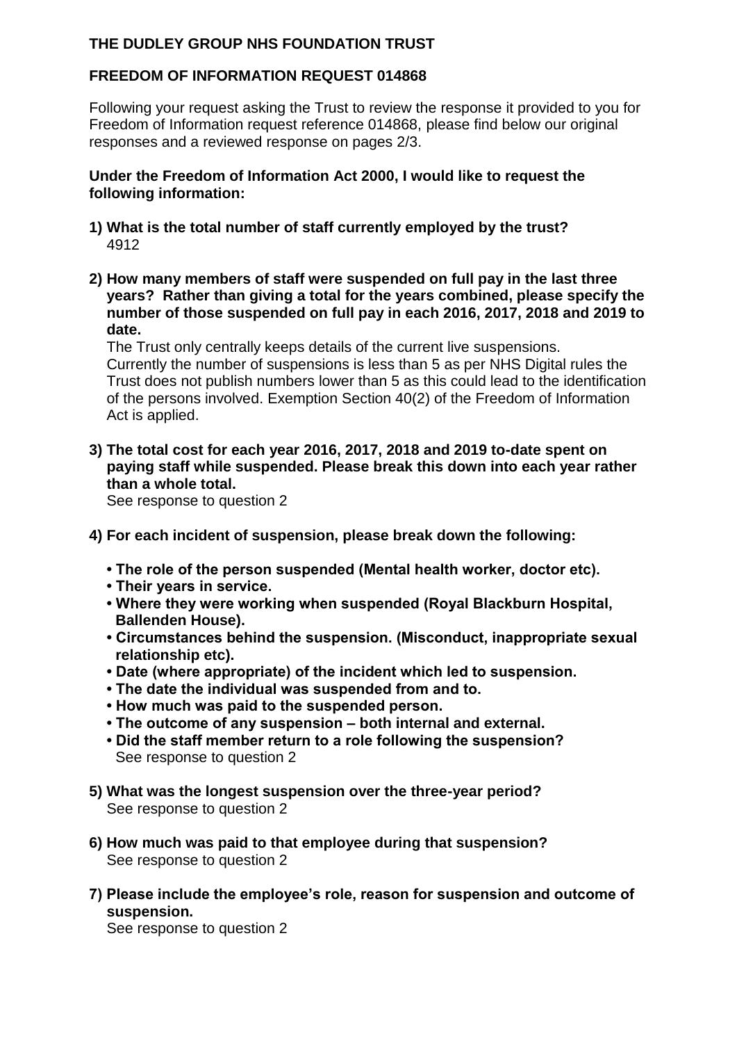**THE DUDLEY GROUP NHS FOUNDATION TRUST**

**FREEDOM OF INFORMATION REQUEST 014868**

Following your request asking the Trust to review the response it provided to you for Freedom of Information request reference 014868, please find below our original responses and a reviewed response on pages 2/3.

**Under the Freedom of Information Act 2000, I would like to request the following information:**

1) **What is the total number of staff currently employed by the trust?**
   4912

2) **How many members of staff were suspended on full pay in the last three years? Rather than giving a total for the years combined, please specify the number of those suspended on full pay in each 2016, 2017, 2018 and 2019 to date.**
   The Trust only centrally keeps details of the current live suspensions. Currently the number of suspensions is less than 5 as per NHS Digital rules the Trust does not publish numbers lower than 5 as this could lead to the identification of the persons involved. Exemption Section 40(2) of the Freedom of Information Act is applied.

3) **The total cost for each year 2016, 2017, 2018 and 2019 to-date spent on paying staff while suspended. Please break this down into each year rather than a whole total.**
   See response to question 2

4) **For each incident of suspension, please break down the following:**
   - **The role of the person suspended (Mental health worker, doctor etc).**
   - **Their years in service.**
   - **Where they were working when suspended (Royal Blackburn Hospital, Ballenden House).**
   - **Circumstances behind the suspension. (Misconduct, inappropriate sexual relationship etc).**
   - **Date (where appropriate) of the incident which led to suspension.**
   - **The date the individual was suspended from and to.**
   - **How much was paid to the suspended person.**
   - **The outcome of any suspension – both internal and external.**
   - **Did the staff member return to a role following the suspension?**

   See response to question 2

5) **What was the longest suspension over the three-year period?**
   See response to question 2

6) **How much was paid to that employee during that suspension?**
   See response to question 2

7) **Please include the employee's role, reason for suspension and outcome of suspension.**
   See response to question 2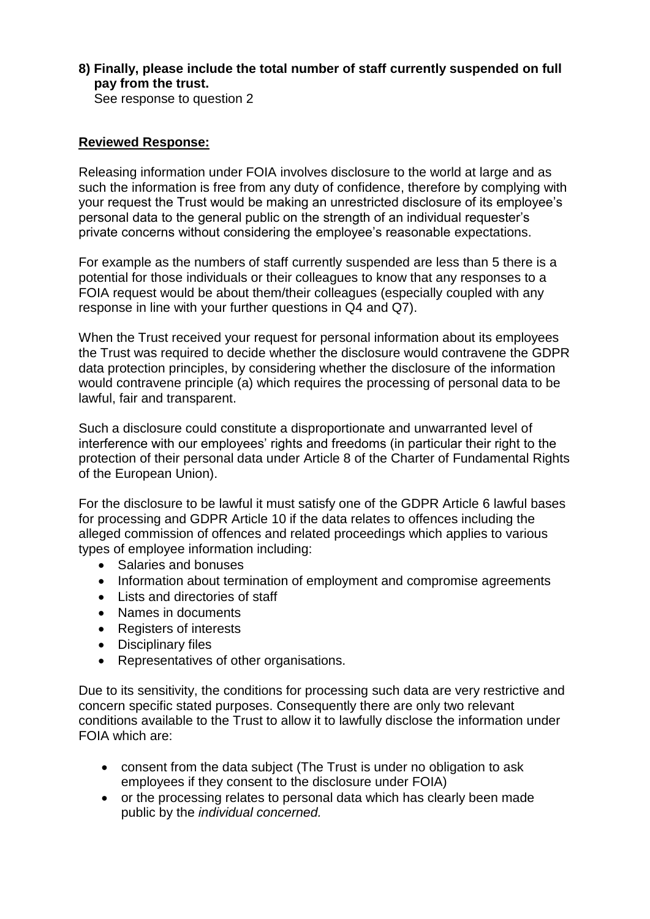**8) Finally, please include the total number of staff currently suspended on full pay from the trust.**
See response to question 2

**Reviewed Response:**

Releasing information under FOIA involves disclosure to the world at large and as such the information is free from any duty of confidence, therefore by complying with your request the Trust would be making an unrestricted disclosure of its employee's personal data to the general public on the strength of an individual requester's private concerns without considering the employee's reasonable expectations.

For example as the numbers of staff currently suspended are less than 5 there is a potential for those individuals or their colleagues to know that any responses to a FOIA request would be about them/their colleagues (especially coupled with any response in line with your further questions in Q4 and Q7).

When the Trust received your request for personal information about its employees the Trust was required to decide whether the disclosure would contravene the GDPR data protection principles, by considering whether the disclosure of the information would contravene principle (a) which requires the processing of personal data to be lawful, fair and transparent.

Such a disclosure could constitute a disproportionate and unwarranted level of interference with our employees' rights and freedoms (in particular their right to the protection of their personal data under Article 8 of the Charter of Fundamental Rights of the European Union).

For the disclosure to be lawful it must satisfy one of the GDPR Article 6 lawful bases for processing and GDPR Article 10 if the data relates to offences including the alleged commission of offences and related proceedings which applies to various types of employee information including:

- Salaries and bonuses
- Information about termination of employment and compromise agreements
- Lists and directories of staff
- Names in documents
- Registers of interests
- Disciplinary files
- Representatives of other organisations.

Due to its sensitivity, the conditions for processing such data are very restrictive and concern specific stated purposes. Consequently there are only two relevant conditions available to the Trust to allow it to lawfully disclose the information under FOIA which are:

- consent from the data subject (The Trust is under no obligation to ask employees if they consent to the disclosure under FOIA)
- or the processing relates to personal data which has clearly been made public by the *individual concerned.*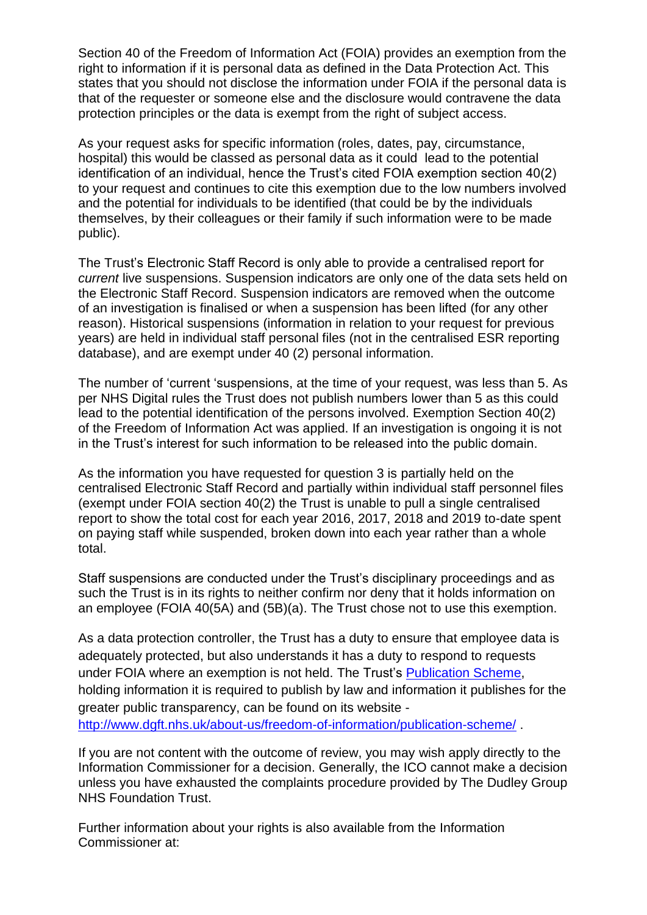Section 40 of the Freedom of Information Act (FOIA) provides an exemption from the right to information if it is personal data as defined in the Data Protection Act. This states that you should not disclose the information under FOIA if the personal data is that of the requester or someone else and the disclosure would contravene the data protection principles or the data is exempt from the right of subject access.

As your request asks for specific information (roles, dates, pay, circumstance, hospital) this would be classed as personal data as it could lead to the potential identification of an individual, hence the Trust's cited FOIA exemption section 40(2) to your request and continues to cite this exemption due to the low numbers involved and the potential for individuals to be identified (that could be by the individuals themselves, by their colleagues or their family if such information were to be made public).

The Trust's Electronic Staff Record is only able to provide a centralised report for *current* live suspensions. Suspension indicators are only one of the data sets held on the Electronic Staff Record. Suspension indicators are removed when the outcome of an investigation is finalised or when a suspension has been lifted (for any other reason). Historical suspensions (information in relation to your request for previous years) are held in individual staff personal files (not in the centralised ESR reporting database), and are exempt under 40 (2) personal information.

The number of 'current 'suspensions, at the time of your request, was less than 5. As per NHS Digital rules the Trust does not publish numbers lower than 5 as this could lead to the potential identification of the persons involved. Exemption Section 40(2) of the Freedom of Information Act was applied. If an investigation is ongoing it is not in the Trust's interest for such information to be released into the public domain.

As the information you have requested for question 3 is partially held on the centralised Electronic Staff Record and partially within individual staff personnel files (exempt under FOIA section 40(2) the Trust is unable to pull a single centralised report to show the total cost for each year 2016, 2017, 2018 and 2019 to-date spent on paying staff while suspended, broken down into each year rather than a whole total.

Staff suspensions are conducted under the Trust's disciplinary proceedings and as such the Trust is in its rights to neither confirm nor deny that it holds information on an employee (FOIA 40(5A) and (5B)(a). The Trust chose not to use this exemption.

As a data protection controller, the Trust has a duty to ensure that employee data is adequately protected, but also understands it has a duty to respond to requests under FOIA where an exemption is not held. The Trust's [Publication Scheme](http://www.dgft.nhs.uk/about-us/freedom-of-information/publication-scheme/), holding information it is required to publish by law and information it publishes for the greater public transparency, can be found on its website - [http://www.dgft.nhs.uk/about-us/freedom-of-information/publication-scheme/](http://www.dgft.nhs.uk/about-us/freedom-of-information/publication-scheme/) .

If you are not content with the outcome of review, you may wish apply directly to the Information Commissioner for a decision. Generally, the ICO cannot make a decision unless you have exhausted the complaints procedure provided by The Dudley Group NHS Foundation Trust.

Further information about your rights is also available from the Information Commissioner at: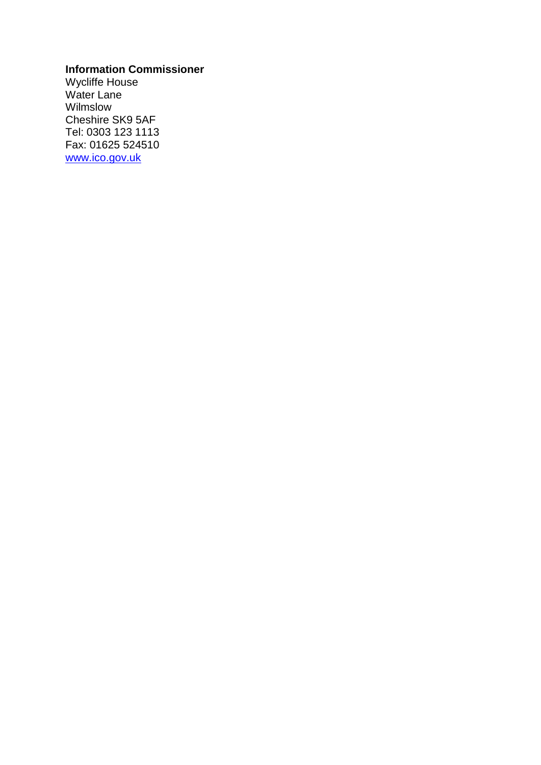**Information Commissioner**
Wycliffe House
Water Lane
Wilmslow
Cheshire SK9 5AF
Tel: 0303 123 1113
Fax: 01625 524510
[www.ico.gov.uk](http://www.ico.gov.uk)